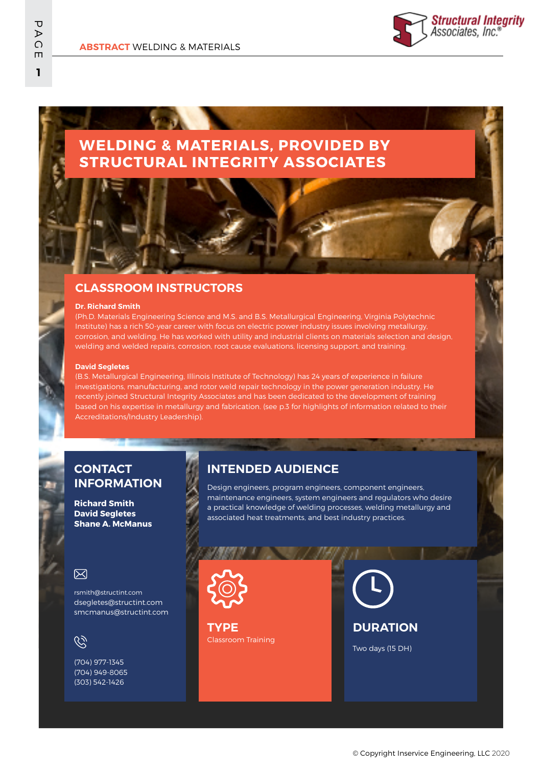**ABSTRACT** WELDING & MATERIALS

# WELDING & MATERIALS, PROVIDED BY STRUCTURAL INTEGRITY ASSOCIATES

## CLASSROOM INSTRUCTORS

**Dr. Richard Smith**

(Ph.D. Materials Engineering Science and M.S. and B.S. Metallurgical Engineering, Virginia Polytechnic Institute) has a rich 50-year career with focus on electric power industry issues involving metallurgy, corrosion, and welding. He has worked with utility and industrial clients on materials selection and design, welding and welded repairs, corrosion, root cause evaluations, licensing support, and training.

**David Segletes**

(B.S. Metallurgical Engineering, Illinois Institute of Technology) has 24 years of experience in failure investigations, manufacturing, and rotor weld repair technology in the power generation industry. He recently joined Structural Integrity Associates and has been dedicated to the development of training based on his expertise in metallurgy and fabrication. (see p.3 for highlights of information related to their Accreditations/Industry Leadership).

## CONTACT INFORMATION

**Richard Smith**
**David Segletes**
**Shane A. McManus**

rsmith@structint.com
dsegletes@structint.com
smcmanus@structint.com

(704) 977-1345
(704) 949-8065
(303) 542-1426

## INTENDED AUDIENCE

Design engineers, program engineers, component engineers, maintenance engineers, system engineers and regulators who desire a practical knowledge of welding processes, welding metallurgy and associated heat treatments, and best industry practices.

## TYPE

Classroom Training

## DURATION

Two days (15 DH)

© Copyright Inservice Engineering, LLC 2020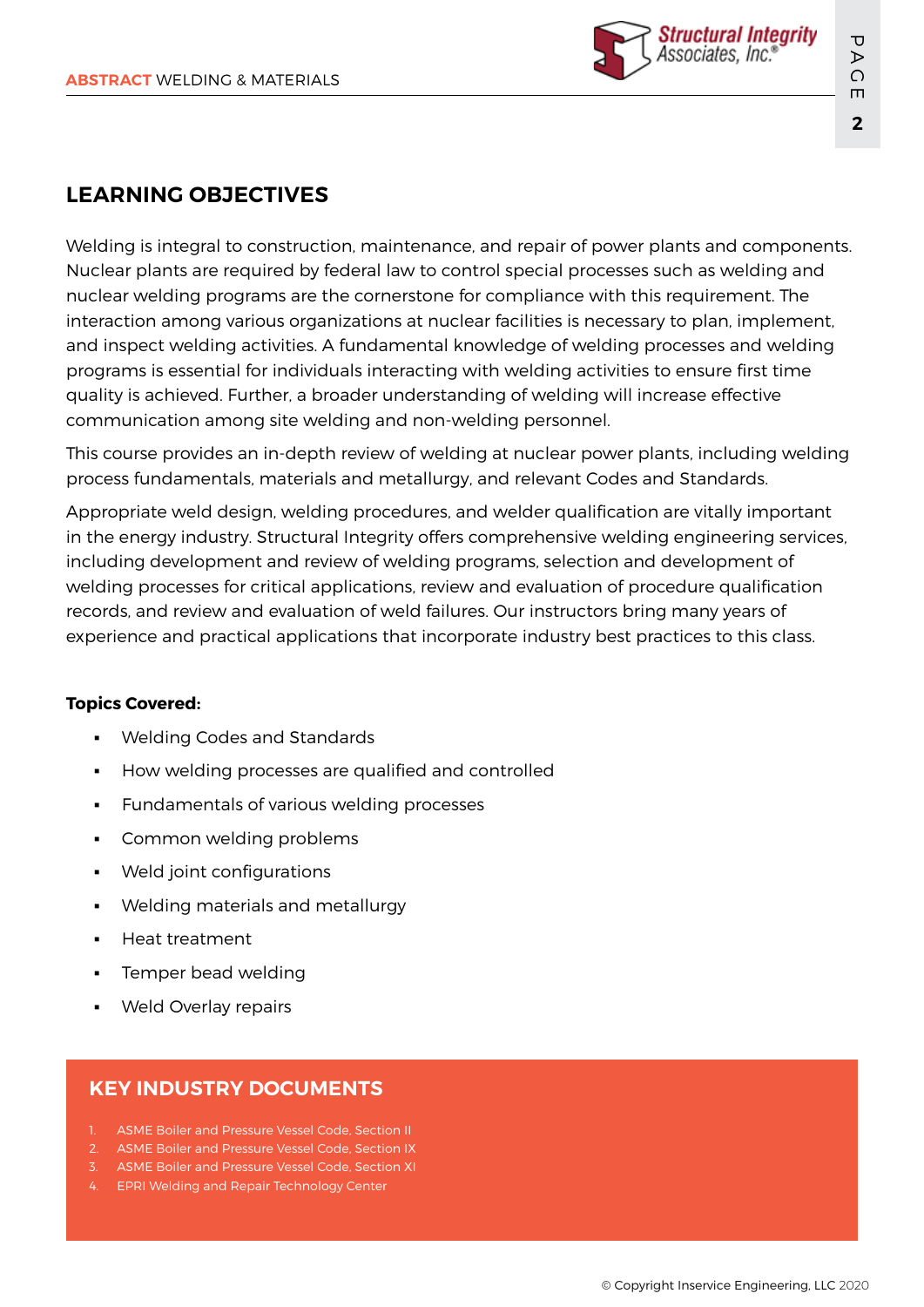## LEARNING OBJECTIVES

Welding is integral to construction, maintenance, and repair of power plants and components. Nuclear plants are required by federal law to control special processes such as welding and nuclear welding programs are the cornerstone for compliance with this requirement. The interaction among various organizations at nuclear facilities is necessary to plan, implement, and inspect welding activities. A fundamental knowledge of welding processes and welding programs is essential for individuals interacting with welding activities to ensure first time quality is achieved. Further, a broader understanding of welding will increase effective communication among site welding and non-welding personnel.

This course provides an in-depth review of welding at nuclear power plants, including welding process fundamentals, materials and metallurgy, and relevant Codes and Standards.

Appropriate weld design, welding procedures, and welder qualification are vitally important in the energy industry. Structural Integrity offers comprehensive welding engineering services, including development and review of welding programs, selection and development of welding processes for critical applications, review and evaluation of procedure qualification records, and review and evaluation of weld failures. Our instructors bring many years of experience and practical applications that incorporate industry best practices to this class.

**Topics Covered:**

- Welding Codes and Standards
- How welding processes are qualified and controlled
- Fundamentals of various welding processes
- Common welding problems
- Weld joint configurations
- Welding materials and metallurgy
- Heat treatment
- Temper bead welding
- Weld Overlay repairs

### KEY INDUSTRY DOCUMENTS

1. ASME Boiler and Pressure Vessel Code, Section II
2. ASME Boiler and Pressure Vessel Code, Section IX
3. ASME Boiler and Pressure Vessel Code, Section XI
4. EPRI Welding and Repair Technology Center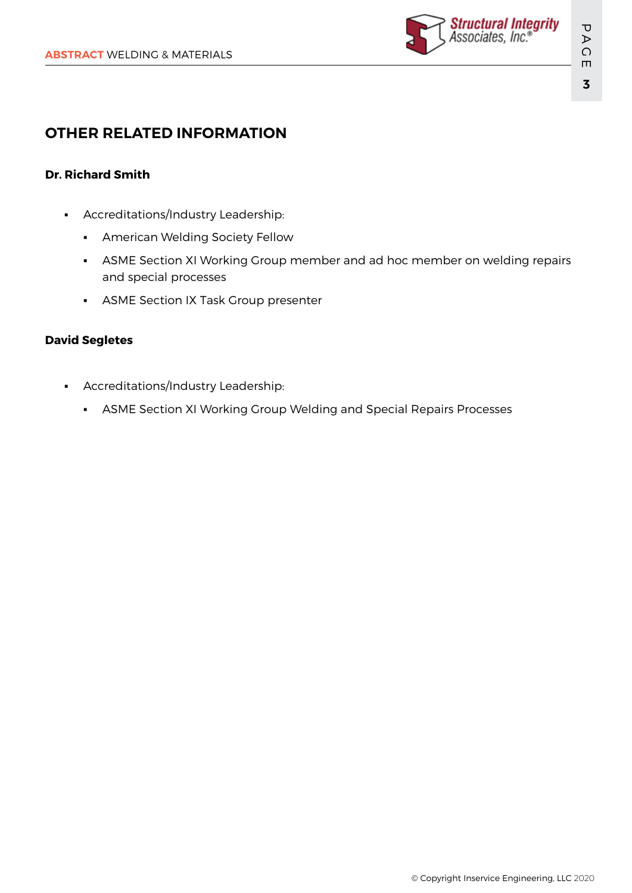## OTHER RELATED INFORMATION

**Dr. Richard Smith**

- Accreditations/Industry Leadership:
  - American Welding Society Fellow
  - ASME Section XI Working Group member and ad hoc member on welding repairs and special processes
  - ASME Section IX Task Group presenter

**David Segletes**

- Accreditations/Industry Leadership:
  - ASME Section XI Working Group Welding and Special Repairs Processes